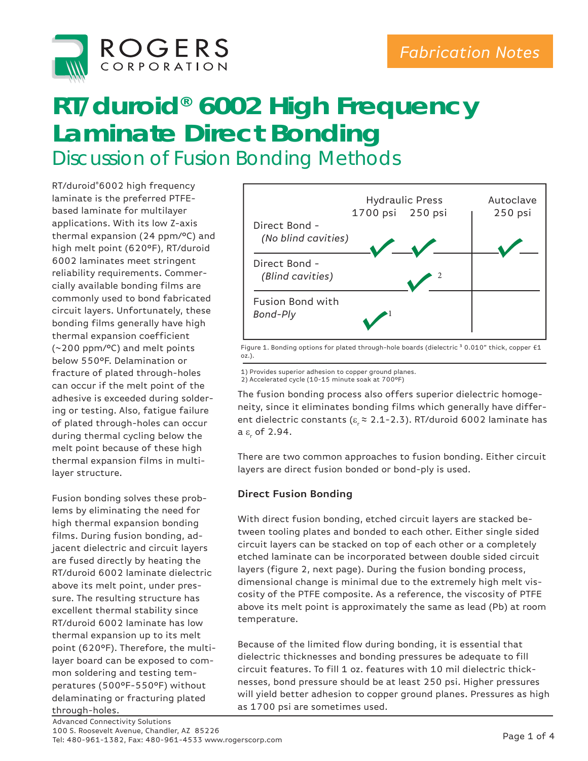# RT/duroid® 6002 High Frequency Laminate Direct Bonding

## Discussion of Fusion Bonding Methods

*Fabrication Notes*

RT/duroid®6002 high frequency laminate is the preferred PTFE-based laminate for multilayer applications. With its low Z-axis thermal expansion (24 ppm/°C) and high melt point (620°F), RT/duroid 6002 laminates meet stringent reliability requirements. Commercially available bonding films are commonly used to bond fabricated circuit layers. Unfortunately, these bonding films generally have high thermal expansion coefficient (~200 ppm/°C) and melt points below 550°F. Delamination or fracture of plated through-holes can occur if the melt point of the adhesive is exceeded during soldering or testing. Also, fatigue failure of plated through-holes can occur during thermal cycling below the melt point because of these high thermal expansion films in multilayer structure.

Fusion bonding solves these problems by eliminating the need for high thermal expansion bonding films. During fusion bonding, adjacent dielectric and circuit layers are fused directly by heating the RT/duroid 6002 laminate dielectric above its melt point, under pressure. The resulting structure has excellent thermal stability since RT/duroid 6002 laminate has low thermal expansion up to its melt point (620°F). Therefore, the multilayer board can be exposed to common soldering and testing temperatures (500°F-550°F) without delaminating or fracturing plated through-holes.

| | Hydraulic Press 1700 psi | Hydraulic Press 250 psi | Autoclave 250 psi |
|---|---|---|---|
| Direct Bond - *(No blind cavities)* | ✓ | ✓ | ✓ |
| Direct Bond - *(Blind cavities)* | | ✓ [2] | |
| Fusion Bond with *Bond-Ply* | ✓ [1] | | |

Figure 1. Bonding options for plated through-hole boards (dielectric ³ 0.010" thick, copper £1 oz.).

1) Provides superior adhesion to copper ground planes.
2) Accelerated cycle (10-15 minute soak at 700°F)

The fusion bonding process also offers superior dielectric homogeneity, since it eliminates bonding films which generally have different dielectric constants ($\varepsilon_r \approx$ 2.1-2.3). RT/duroid 6002 laminate has a $\varepsilon_r$ of 2.94.

There are two common approaches to fusion bonding. Either circuit layers are direct fusion bonded or bond-ply is used.

### Direct Fusion Bonding

With direct fusion bonding, etched circuit layers are stacked between tooling plates and bonded to each other. Either single sided circuit layers can be stacked on top of each other or a completely etched laminate can be incorporated between double sided circuit layers (figure 2, next page). During the fusion bonding process, dimensional change is minimal due to the extremely high melt viscosity of the PTFE composite. As a reference, the viscosity of PTFE above its melt point is approximately the same as lead (Pb) at room temperature.

Because of the limited flow during bonding, it is essential that dielectric thicknesses and bonding pressures be adequate to fill circuit features. To fill 1 oz. features with 10 mil dielectric thicknesses, bond pressure should be at least 250 psi. Higher pressures will yield better adhesion to copper ground planes. Pressures as high as 1700 psi are sometimes used.

Advanced Connectivity Solutions
100 S. Roosevelt Avenue, Chandler, AZ 85226
Tel: 480-961-1382, Fax: 480-961-4533 www.rogerscorp.com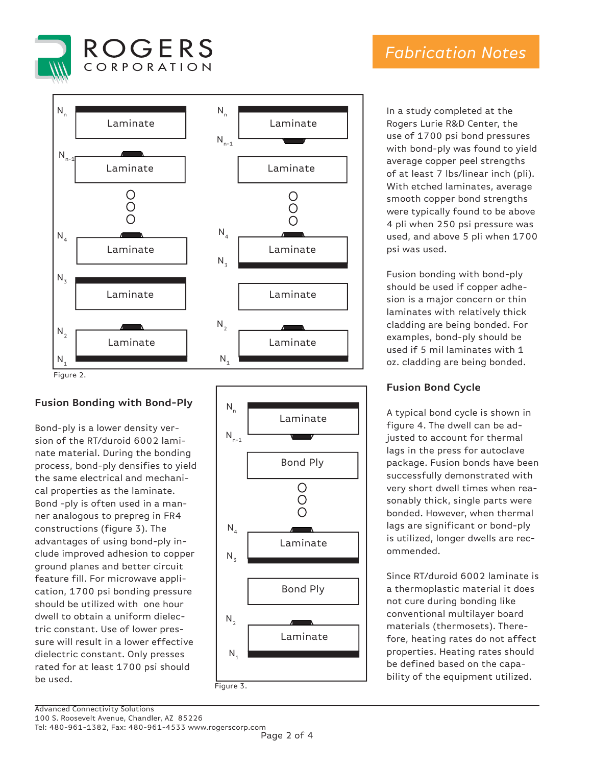Figure 2.

## Fusion Bonding with Bond-Ply

Bond-ply is a lower density version of the RT/duroid 6002 laminate material. During the bonding process, bond-ply densifies to yield the same electrical and mechanical properties as the laminate. Bond -ply is often used in a manner analogous to prepreg in FR4 constructions (figure 3). The advantages of using bond-ply include improved adhesion to copper ground planes and better circuit feature fill. For microwave application, 1700 psi bonding pressure should be utilized with one hour dwell to obtain a uniform dielectric constant. Use of lower pressure will result in a lower effective dielectric constant. Only presses rated for at least 1700 psi should be used.

Figure 3.

In a study completed at the Rogers Lurie R&D Center, the use of 1700 psi bond pressures with bond-ply was found to yield average copper peel strengths of at least 7 lbs/linear inch (pli). With etched laminates, average smooth copper bond strengths were typically found to be above 4 pli when 250 psi pressure was used, and above 5 pli when 1700 psi was used.

Fusion bonding with bond-ply should be used if copper adhesion is a major concern or thin laminates with relatively thick cladding are being bonded. For examples, bond-ply should be used if 5 mil laminates with 1 oz. cladding are being bonded.

## Fusion Bond Cycle

A typical bond cycle is shown in figure 4. The dwell can be adjusted to account for thermal lags in the press for autoclave package. Fusion bonds have been successfully demonstrated with very short dwell times when reasonably thick, single parts were bonded. However, when thermal lags are significant or bond-ply is utilized, longer dwells are recommended.

Since RT/duroid 6002 laminate is a thermoplastic material it does not cure during bonding like conventional multilayer board materials (thermosets). Therefore, heating rates do not affect properties. Heating rates should be defined based on the capability of the equipment utilized.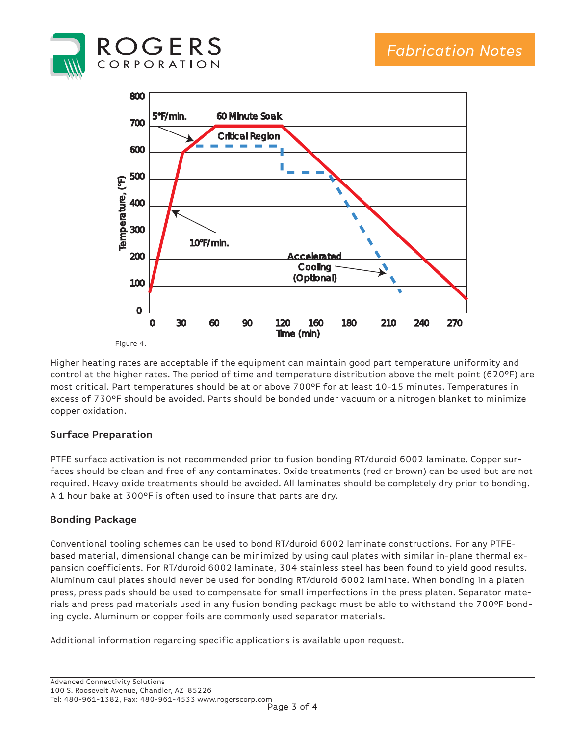Figure 4.

Higher heating rates are acceptable if the equipment can maintain good part temperature uniformity and control at the higher rates. The period of time and temperature distribution above the melt point (620°F) are most critical. Part temperatures should be at or above 700°F for at least 10-15 minutes. Temperatures in excess of 730°F should be avoided. Parts should be bonded under vacuum or a nitrogen blanket to minimize copper oxidation.

### Surface Preparation

PTFE surface activation is not recommended prior to fusion bonding RT/duroid 6002 laminate. Copper surfaces should be clean and free of any contaminates. Oxide treatments (red or brown) can be used but are not required. Heavy oxide treatments should be avoided. All laminates should be completely dry prior to bonding. A 1 hour bake at 300°F is often used to insure that parts are dry.

### Bonding Package

Conventional tooling schemes can be used to bond RT/duroid 6002 laminate constructions. For any PTFE-based material, dimensional change can be minimized by using caul plates with similar in-plane thermal expansion coefficients. For RT/duroid 6002 laminate, 304 stainless steel has been found to yield good results. Aluminum caul plates should never be used for bonding RT/duroid 6002 laminate. When bonding in a platen press, press pads should be used to compensate for small imperfections in the press platen. Separator materials and press pad materials used in any fusion bonding package must be able to withstand the 700°F bonding cycle. Aluminum or copper foils are commonly used separator materials.

Additional information regarding specific applications is available upon request.

Advanced Connectivity Solutions
100 S. Roosevelt Avenue, Chandler, AZ 85226
Tel: 480-961-1382, Fax: 480-961-4533 www.rogerscorp.com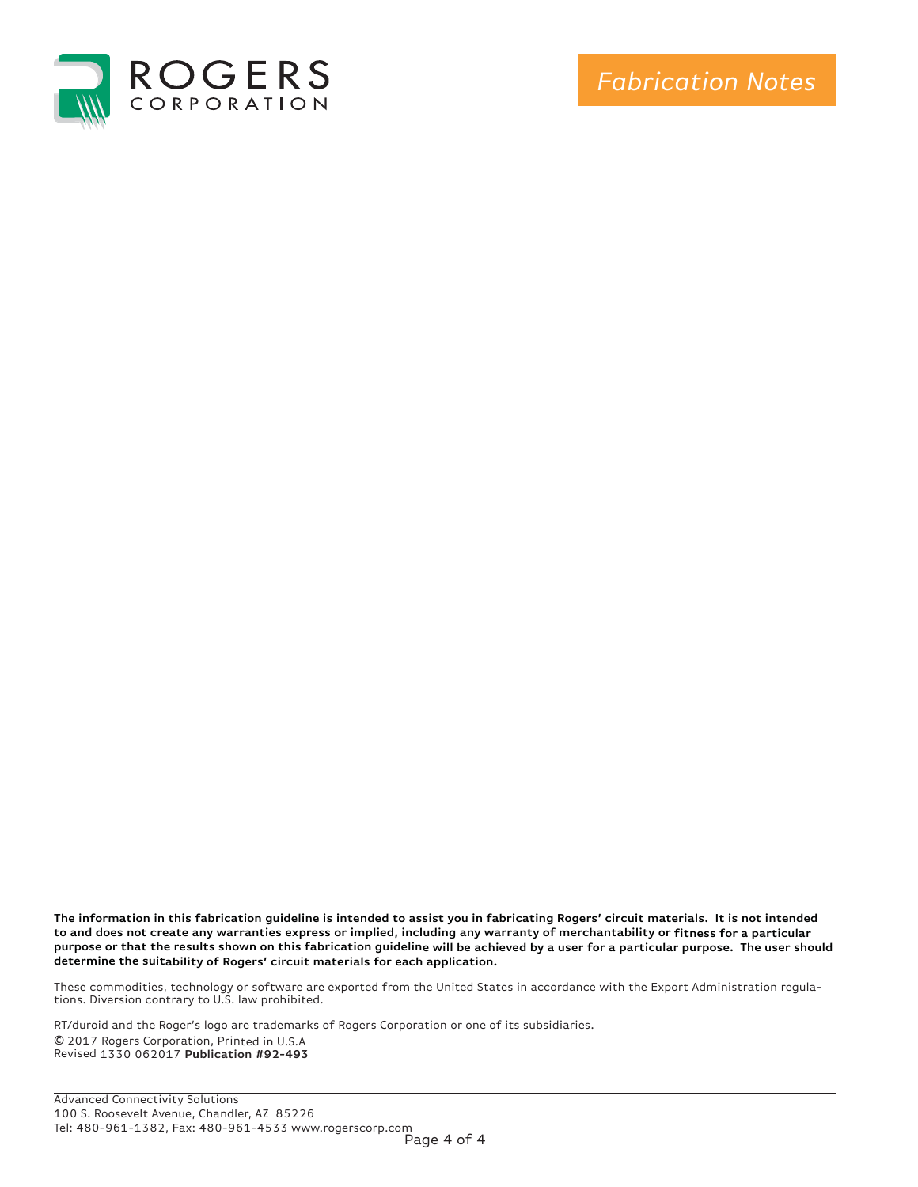**The information in this fabrication guideline is intended to assist you in fabricating Rogers' circuit materials. It is not intended to and does not create any warranties express or implied, including any warranty of merchantability or fitness for a particular purpose or that the results shown on this fabrication guideline will be achieved by a user for a particular purpose. The user should determine the suitability of Rogers' circuit materials for each application.**

These commodities, technology or software are exported from the United States in accordance with the Export Administration regulations. Diversion contrary to U.S. law prohibited.

RT/duroid and the Roger's logo are trademarks of Rogers Corporation or one of its subsidiaries.
© 2017 Rogers Corporation, Printed in U.S.A
Revised 1330 062017 **Publication #92-493**

Advanced Connectivity Solutions
100 S. Roosevelt Avenue, Chandler, AZ 85226
Tel: 480-961-1382, Fax: 480-961-4533 www.rogerscorp.com